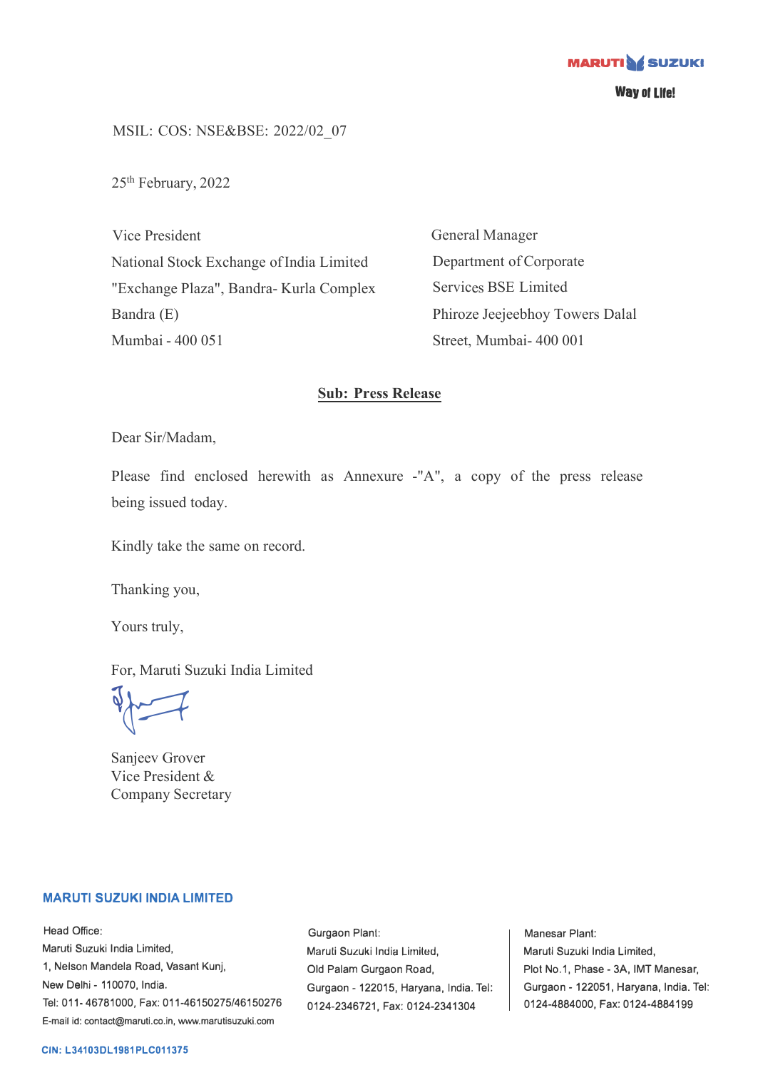MSIL: COS: NSE&BSE: 2022/02_07

25th February, 2022

Vice President
National Stock Exchange of India Limited
"Exchange Plaza", Bandra- Kurla Complex
Bandra (E)
Mumbai - 400 051

General Manager
Department of Corporate
Services BSE Limited
Phiroze Jeejeebhoy Towers Dalal
Street, Mumbai- 400 001

**Sub: Press Release**

Dear Sir/Madam,

Please find enclosed herewith as Annexure -"A", a copy of the press release being issued today.

Kindly take the same on record.

Thanking you,

Yours truly,

For, Maruti Suzuki India Limited

Sanjeev Grover
Vice President &
Company Secretary

**MARUTI SUZUKI INDIA LIMITED**

Head Office:
Maruti Suzuki India Limited,
1, Nelson Mandela Road, Vasant Kunj,
New Delhi - 110070, India.
Tel: 011- 46781000, Fax: 011-46150275/46150276
E-mail id: contact@maruti.co.in, www.marutisuzuki.com

Gurgaon Plant:
Maruti Suzuki India Limited,
Old Palam Gurgaon Road,
Gurgaon - 122015, Haryana, India. Tel: 0124-2346721, Fax: 0124-2341304

Manesar Plant:
Maruti Suzuki India Limited,
Plot No.1, Phase - 3A, IMT Manesar,
Gurgaon - 122051, Haryana, India. Tel: 0124-4884000, Fax: 0124-4884199

CIN: L34103DL1981PLC011375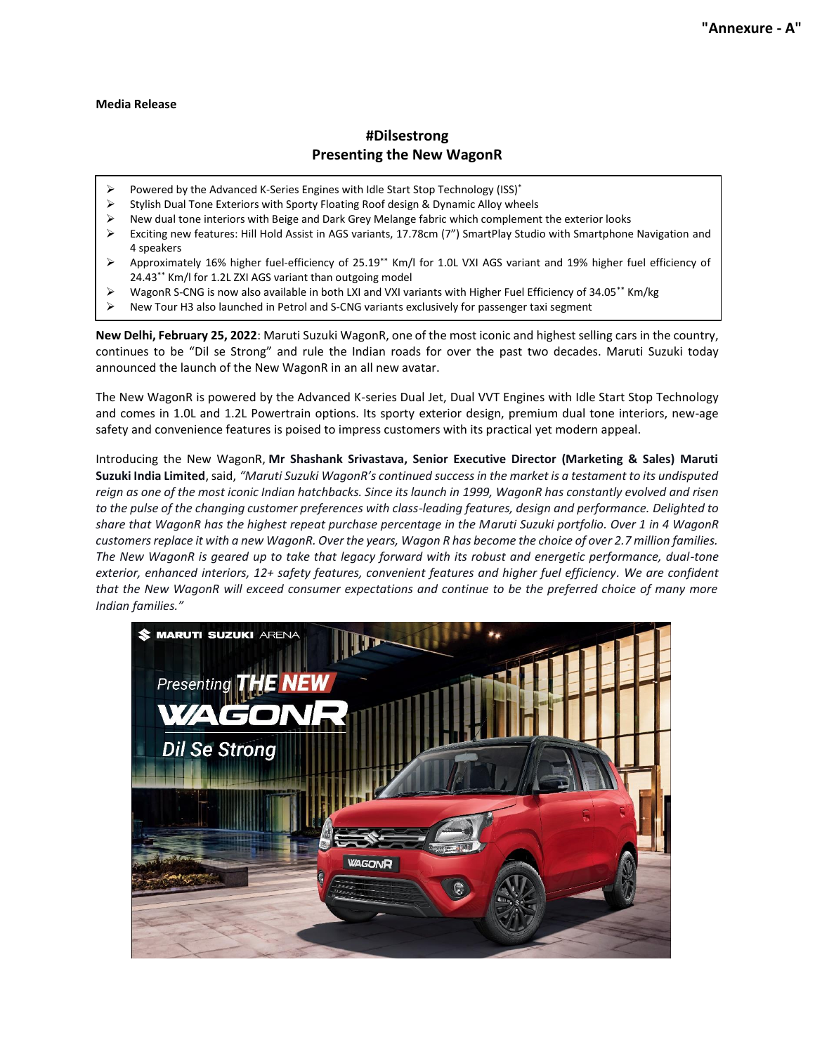"Annexure - A"

**Media Release**

## #Dilsestrong
## Presenting the New WagonR

- Powered by the Advanced K-Series Engines with Idle Start Stop Technology (ISS)*
- Stylish Dual Tone Exteriors with Sporty Floating Roof design & Dynamic Alloy wheels
- New dual tone interiors with Beige and Dark Grey Melange fabric which complement the exterior looks
- Exciting new features: Hill Hold Assist in AGS variants, 17.78cm (7") SmartPlay Studio with Smartphone Navigation and 4 speakers
- Approximately 16% higher fuel-efficiency of 25.19** Km/l for 1.0L VXI AGS variant and 19% higher fuel efficiency of 24.43** Km/l for 1.2L ZXI AGS variant than outgoing model
- WagonR S-CNG is now also available in both LXI and VXI variants with Higher Fuel Efficiency of 34.05** Km/kg
- New Tour H3 also launched in Petrol and S-CNG variants exclusively for passenger taxi segment

**New Delhi, February 25, 2022**: Maruti Suzuki WagonR, one of the most iconic and highest selling cars in the country, continues to be "Dil se Strong" and rule the Indian roads for over the past two decades. Maruti Suzuki today announced the launch of the New WagonR in an all new avatar.

The New WagonR is powered by the Advanced K-series Dual Jet, Dual VVT Engines with Idle Start Stop Technology and comes in 1.0L and 1.2L Powertrain options. Its sporty exterior design, premium dual tone interiors, new-age safety and convenience features is poised to impress customers with its practical yet modern appeal.

Introducing the New WagonR, **Mr Shashank Srivastava, Senior Executive Director (Marketing & Sales) Maruti Suzuki India Limited**, said, *"Maruti Suzuki WagonR's continued success in the market is a testament to its undisputed reign as one of the most iconic Indian hatchbacks. Since its launch in 1999, WagonR has constantly evolved and risen to the pulse of the changing customer preferences with class-leading features, design and performance. Delighted to share that WagonR has the highest repeat purchase percentage in the Maruti Suzuki portfolio. Over 1 in 4 WagonR customers replace it with a new WagonR. Over the years, Wagon R has become the choice of over 2.7 million families. The New WagonR is geared up to take that legacy forward with its robust and energetic performance, dual-tone exterior, enhanced interiors, 12+ safety features, convenient features and higher fuel efficiency. We are confident that the New WagonR will exceed consumer expectations and continue to be the preferred choice of many more Indian families."*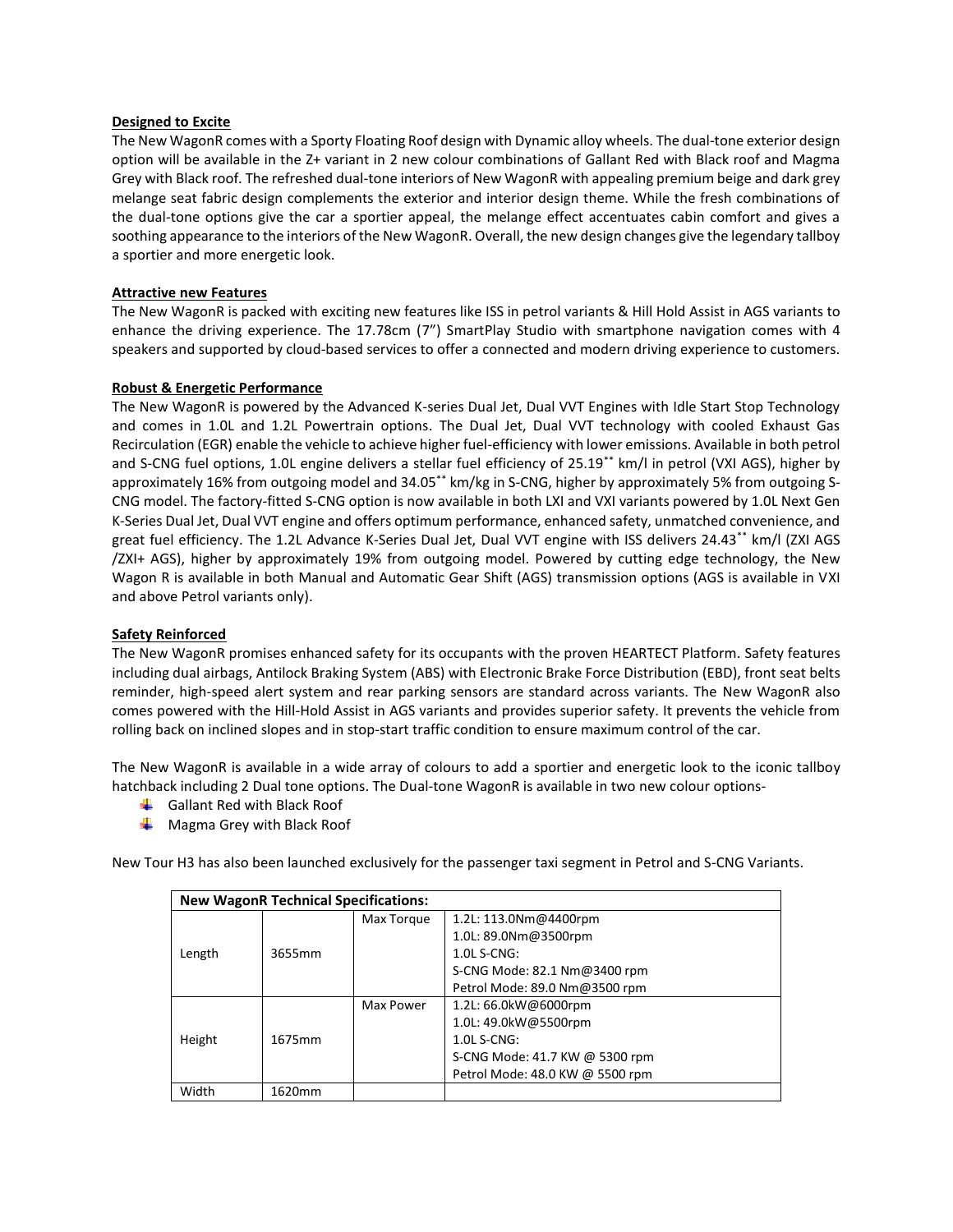**Designed to Excite**

The New WagonR comes with a Sporty Floating Roof design with Dynamic alloy wheels. The dual-tone exterior design option will be available in the Z+ variant in 2 new colour combinations of Gallant Red with Black roof and Magma Grey with Black roof. The refreshed dual-tone interiors of New WagonR with appealing premium beige and dark grey melange seat fabric design complements the exterior and interior design theme. While the fresh combinations of the dual-tone options give the car a sportier appeal, the melange effect accentuates cabin comfort and gives a soothing appearance to the interiors of the New WagonR. Overall, the new design changes give the legendary tallboy a sportier and more energetic look.

**Attractive new Features**

The New WagonR is packed with exciting new features like ISS in petrol variants & Hill Hold Assist in AGS variants to enhance the driving experience. The 17.78cm (7") SmartPlay Studio with smartphone navigation comes with 4 speakers and supported by cloud-based services to offer a connected and modern driving experience to customers.

**Robust & Energetic Performance**

The New WagonR is powered by the Advanced K-series Dual Jet, Dual VVT Engines with Idle Start Stop Technology and comes in 1.0L and 1.2L Powertrain options. The Dual Jet, Dual VVT technology with cooled Exhaust Gas Recirculation (EGR) enable the vehicle to achieve higher fuel-efficiency with lower emissions. Available in both petrol and S-CNG fuel options, 1.0L engine delivers a stellar fuel efficiency of 25.19** km/l in petrol (VXI AGS), higher by approximately 16% from outgoing model and 34.05** km/kg in S-CNG, higher by approximately 5% from outgoing S-CNG model. The factory-fitted S-CNG option is now available in both LXI and VXI variants powered by 1.0L Next Gen K-Series Dual Jet, Dual VVT engine and offers optimum performance, enhanced safety, unmatched convenience, and great fuel efficiency. The 1.2L Advance K-Series Dual Jet, Dual VVT engine with ISS delivers 24.43** km/l (ZXI AGS /ZXI+ AGS), higher by approximately 19% from outgoing model. Powered by cutting edge technology, the New Wagon R is available in both Manual and Automatic Gear Shift (AGS) transmission options (AGS is available in VXI and above Petrol variants only).

**Safety Reinforced**

The New WagonR promises enhanced safety for its occupants with the proven HEARTECT Platform. Safety features including dual airbags, Antilock Braking System (ABS) with Electronic Brake Force Distribution (EBD), front seat belts reminder, high-speed alert system and rear parking sensors are standard across variants. The New WagonR also comes powered with the Hill-Hold Assist in AGS variants and provides superior safety. It prevents the vehicle from rolling back on inclined slopes and in stop-start traffic condition to ensure maximum control of the car.

The New WagonR is available in a wide array of colours to add a sportier and energetic look to the iconic tallboy hatchback including 2 Dual tone options. The Dual-tone WagonR is available in two new colour options-

- Gallant Red with Black Roof
- Magma Grey with Black Roof

New Tour H3 has also been launched exclusively for the passenger taxi segment in Petrol and S-CNG Variants.

| **New WagonR Technical Specifications:** | | | |
|---|---|---|---|
| Length | 3655mm | Max Torque | 1.2L: 113.0Nm@4400rpm<br>1.0L: 89.0Nm@3500rpm<br>1.0L S-CNG:<br>S-CNG Mode: 82.1 Nm@3400 rpm<br>Petrol Mode: 89.0 Nm@3500 rpm |
| Height | 1675mm | Max Power | 1.2L: 66.0kW@6000rpm<br>1.0L: 49.0kW@5500rpm<br>1.0L S-CNG:<br>S-CNG Mode: 41.7 KW @ 5300 rpm<br>Petrol Mode: 48.0 KW @ 5500 rpm |
| Width | 1620mm | | |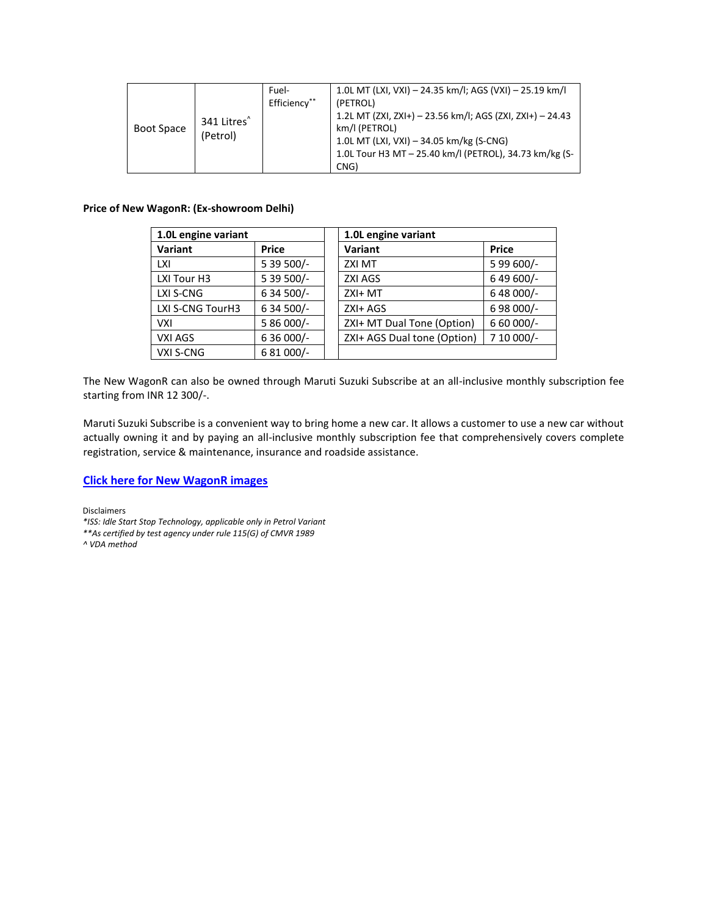| | | | |
|---|---|---|---|
| Boot Space | 341 Litres^ (Petrol) | Fuel-Efficiency** | 1.0L MT (LXI, VXI) – 24.35 km/l; AGS (VXI) – 25.19 km/l (PETROL)<br>1.2L MT (ZXI, ZXI+) – 23.56 km/l; AGS (ZXI, ZXI+) – 24.43 km/l (PETROL)<br>1.0L MT (LXI, VXI) – 34.05 km/kg (S-CNG)<br>1.0L Tour H3 MT – 25.40 km/l (PETROL), 34.73 km/kg (S-CNG) |

**Price of New WagonR: (Ex-showroom Delhi)**

| 1.0L engine variant | | | 1.0L engine variant | |
|---|---|---|---|---|
| **Variant** | **Price** | | **Variant** | **Price** |
| LXI | 5 39 500/- | | ZXI MT | 5 99 600/- |
| LXI Tour H3 | 5 39 500/- | | ZXI AGS | 6 49 600/- |
| LXI S-CNG | 6 34 500/- | | ZXI+ MT | 6 48 000/- |
| LXI S-CNG TourH3 | 6 34 500/- | | ZXI+ AGS | 6 98 000/- |
| VXI | 5 86 000/- | | ZXI+ MT Dual Tone (Option) | 6 60 000/- |
| VXI AGS | 6 36 000/- | | ZXI+ AGS Dual tone (Option) | 7 10 000/- |
| VXI S-CNG | 6 81 000/- | | | |

The New WagonR can also be owned through Maruti Suzuki Subscribe at an all-inclusive monthly subscription fee starting from INR 12 300/-.

Maruti Suzuki Subscribe is a convenient way to bring home a new car. It allows a customer to use a new car without actually owning it and by paying an all-inclusive monthly subscription fee that comprehensively covers complete registration, service & maintenance, insurance and roadside assistance.

**Click here for New WagonR images**

Disclaimers

*\*ISS: Idle Start Stop Technology, applicable only in Petrol Variant*

*\*\*As certified by test agency under rule 115(G) of CMVR 1989*

*^ VDA method*